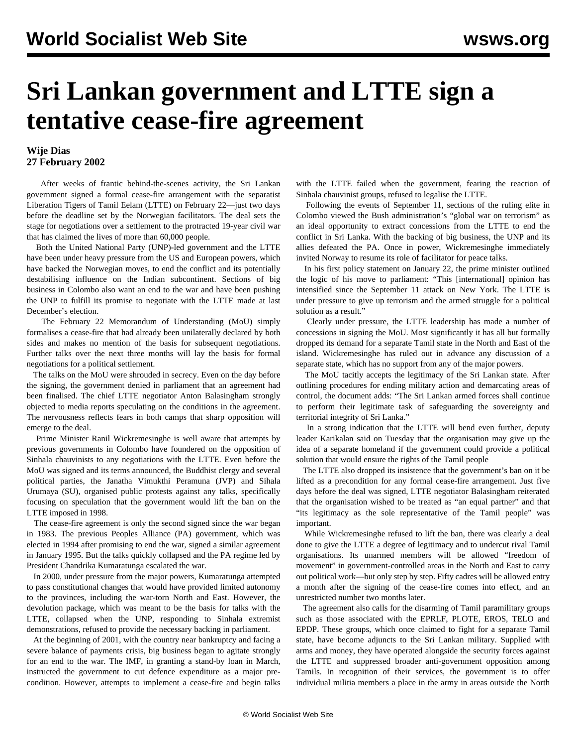# Sri Lankan government and LTTE sign a tentative cease-fire agreement

**Wije Dias**
**27 February 2002**

After weeks of frantic behind-the-scenes activity, the Sri Lankan government signed a formal cease-fire arrangement with the separatist Liberation Tigers of Tamil Eelam (LTTE) on February 22—just two days before the deadline set by the Norwegian facilitators. The deal sets the stage for negotiations over a settlement to the protracted 19-year civil war that has claimed the lives of more than 60,000 people.

Both the United National Party (UNP)-led government and the LTTE have been under heavy pressure from the US and European powers, which have backed the Norwegian moves, to end the conflict and its potentially destabilising influence on the Indian subcontinent. Sections of big business in Colombo also want an end to the war and have been pushing the UNP to fulfill its promise to negotiate with the LTTE made at last December's election.

The February 22 Memorandum of Understanding (MoU) simply formalises a cease-fire that had already been unilaterally declared by both sides and makes no mention of the basis for subsequent negotiations. Further talks over the next three months will lay the basis for formal negotiations for a political settlement.

The talks on the MoU were shrouded in secrecy. Even on the day before the signing, the government denied in parliament that an agreement had been finalised. The chief LTTE negotiator Anton Balasingham strongly objected to media reports speculating on the conditions in the agreement. The nervousness reflects fears in both camps that sharp opposition will emerge to the deal.

Prime Minister Ranil Wickremesinghe is well aware that attempts by previous governments in Colombo have foundered on the opposition of Sinhala chauvinists to any negotiations with the LTTE. Even before the MoU was signed and its terms announced, the Buddhist clergy and several political parties, the Janatha Vimukthi Peramuna (JVP) and Sihala Urumaya (SU), organised public protests against any talks, specifically focusing on speculation that the government would lift the ban on the LTTE imposed in 1998.

The cease-fire agreement is only the second signed since the war began in 1983. The previous Peoples Alliance (PA) government, which was elected in 1994 after promising to end the war, signed a similar agreement in January 1995. But the talks quickly collapsed and the PA regime led by President Chandrika Kumaratunga escalated the war.

In 2000, under pressure from the major powers, Kumaratunga attempted to pass constitutional changes that would have provided limited autonomy to the provinces, including the war-torn North and East. However, the devolution package, which was meant to be the basis for talks with the LTTE, collapsed when the UNP, responding to Sinhala extremist demonstrations, refused to provide the necessary backing in parliament.

At the beginning of 2001, with the country near bankruptcy and facing a severe balance of payments crisis, big business began to agitate strongly for an end to the war. The IMF, in granting a stand-by loan in March, instructed the government to cut defence expenditure as a major pre-condition. However, attempts to implement a cease-fire and begin talks with the LTTE failed when the government, fearing the reaction of Sinhala chauvinist groups, refused to legalise the LTTE.

Following the events of September 11, sections of the ruling elite in Colombo viewed the Bush administration's "global war on terrorism" as an ideal opportunity to extract concessions from the LTTE to end the conflict in Sri Lanka. With the backing of big business, the UNP and its allies defeated the PA. Once in power, Wickremesinghe immediately invited Norway to resume its role of facilitator for peace talks.

In his first policy statement on January 22, the prime minister outlined the logic of his move to parliament: "This [international] opinion has intensified since the September 11 attack on New York. The LTTE is under pressure to give up terrorism and the armed struggle for a political solution as a result."

Clearly under pressure, the LTTE leadership has made a number of concessions in signing the MoU. Most significantly it has all but formally dropped its demand for a separate Tamil state in the North and East of the island. Wickremesinghe has ruled out in advance any discussion of a separate state, which has no support from any of the major powers.

The MoU tacitly accepts the legitimacy of the Sri Lankan state. After outlining procedures for ending military action and demarcating areas of control, the document adds: "The Sri Lankan armed forces shall continue to perform their legitimate task of safeguarding the sovereignty and territorial integrity of Sri Lanka."

In a strong indication that the LTTE will bend even further, deputy leader Karikalan said on Tuesday that the organisation may give up the idea of a separate homeland if the government could provide a political solution that would ensure the rights of the Tamil people

The LTTE also dropped its insistence that the government's ban on it be lifted as a precondition for any formal cease-fire arrangement. Just five days before the deal was signed, LTTE negotiator Balasingham reiterated that the organisation wished to be treated as "an equal partner" and that "its legitimacy as the sole representative of the Tamil people" was important.

While Wickremesinghe refused to lift the ban, there was clearly a deal done to give the LTTE a degree of legitimacy and to undercut rival Tamil organisations. Its unarmed members will be allowed "freedom of movement" in government-controlled areas in the North and East to carry out political work—but only step by step. Fifty cadres will be allowed entry a month after the signing of the cease-fire comes into effect, and an unrestricted number two months later.

The agreement also calls for the disarming of Tamil paramilitary groups such as those associated with the EPRLF, PLOTE, EROS, TELO and EPDP. These groups, which once claimed to fight for a separate Tamil state, have become adjuncts to the Sri Lankan military. Supplied with arms and money, they have operated alongside the security forces against the LTTE and suppressed broader anti-government opposition among Tamils. In recognition of their services, the government is to offer individual militia members a place in the army in areas outside the North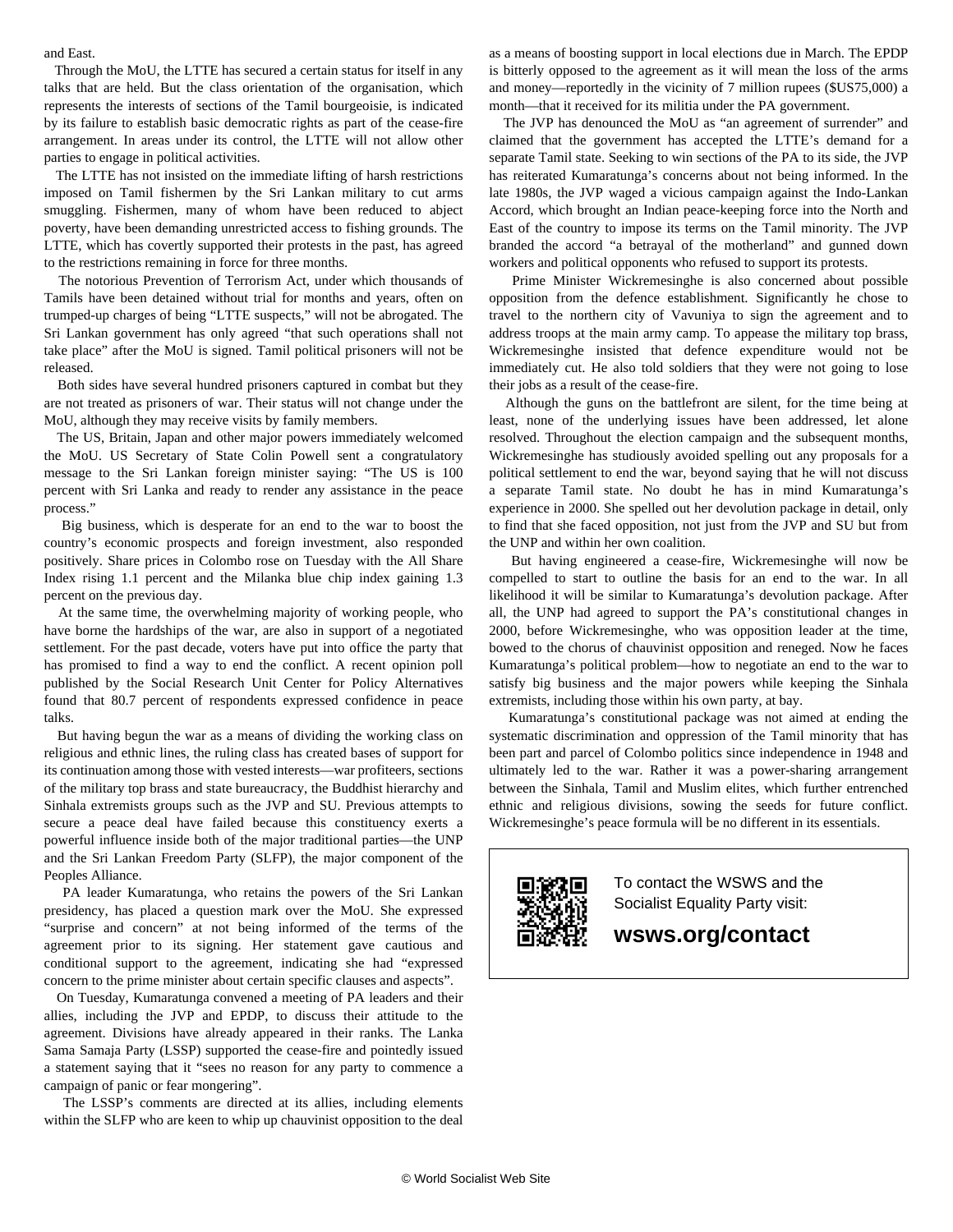and East.

Through the MoU, the LTTE has secured a certain status for itself in any talks that are held. But the class orientation of the organisation, which represents the interests of sections of the Tamil bourgeoisie, is indicated by its failure to establish basic democratic rights as part of the cease-fire arrangement. In areas under its control, the LTTE will not allow other parties to engage in political activities.

The LTTE has not insisted on the immediate lifting of harsh restrictions imposed on Tamil fishermen by the Sri Lankan military to cut arms smuggling. Fishermen, many of whom have been reduced to abject poverty, have been demanding unrestricted access to fishing grounds. The LTTE, which has covertly supported their protests in the past, has agreed to the restrictions remaining in force for three months.

The notorious Prevention of Terrorism Act, under which thousands of Tamils have been detained without trial for months and years, often on trumped-up charges of being "LTTE suspects," will not be abrogated. The Sri Lankan government has only agreed "that such operations shall not take place" after the MoU is signed. Tamil political prisoners will not be released.

Both sides have several hundred prisoners captured in combat but they are not treated as prisoners of war. Their status will not change under the MoU, although they may receive visits by family members.

The US, Britain, Japan and other major powers immediately welcomed the MoU. US Secretary of State Colin Powell sent a congratulatory message to the Sri Lankan foreign minister saying: "The US is 100 percent with Sri Lanka and ready to render any assistance in the peace process."

Big business, which is desperate for an end to the war to boost the country's economic prospects and foreign investment, also responded positively. Share prices in Colombo rose on Tuesday with the All Share Index rising 1.1 percent and the Milanka blue chip index gaining 1.3 percent on the previous day.

At the same time, the overwhelming majority of working people, who have borne the hardships of the war, are also in support of a negotiated settlement. For the past decade, voters have put into office the party that has promised to find a way to end the conflict. A recent opinion poll published by the Social Research Unit Center for Policy Alternatives found that 80.7 percent of respondents expressed confidence in peace talks.

But having begun the war as a means of dividing the working class on religious and ethnic lines, the ruling class has created bases of support for its continuation among those with vested interests—war profiteers, sections of the military top brass and state bureaucracy, the Buddhist hierarchy and Sinhala extremists groups such as the JVP and SU. Previous attempts to secure a peace deal have failed because this constituency exerts a powerful influence inside both of the major traditional parties—the UNP and the Sri Lankan Freedom Party (SLFP), the major component of the Peoples Alliance.

PA leader Kumaratunga, who retains the powers of the Sri Lankan presidency, has placed a question mark over the MoU. She expressed "surprise and concern" at not being informed of the terms of the agreement prior to its signing. Her statement gave cautious and conditional support to the agreement, indicating she had "expressed concern to the prime minister about certain specific clauses and aspects".

On Tuesday, Kumaratunga convened a meeting of PA leaders and their allies, including the JVP and EPDP, to discuss their attitude to the agreement. Divisions have already appeared in their ranks. The Lanka Sama Samaja Party (LSSP) supported the cease-fire and pointedly issued a statement saying that it "sees no reason for any party to commence a campaign of panic or fear mongering".

The LSSP's comments are directed at its allies, including elements within the SLFP who are keen to whip up chauvinist opposition to the deal as a means of boosting support in local elections due in March. The EPDP is bitterly opposed to the agreement as it will mean the loss of the arms and money—reportedly in the vicinity of 7 million rupees ($US75,000) a month—that it received for its militia under the PA government.

The JVP has denounced the MoU as "an agreement of surrender" and claimed that the government has accepted the LTTE's demand for a separate Tamil state. Seeking to win sections of the PA to its side, the JVP has reiterated Kumaratunga's concerns about not being informed. In the late 1980s, the JVP waged a vicious campaign against the Indo-Lankan Accord, which brought an Indian peace-keeping force into the North and East of the country to impose its terms on the Tamil minority. The JVP branded the accord "a betrayal of the motherland" and gunned down workers and political opponents who refused to support its protests.

Prime Minister Wickremesinghe is also concerned about possible opposition from the defence establishment. Significantly he chose to travel to the northern city of Vavuniya to sign the agreement and to address troops at the main army camp. To appease the military top brass, Wickremesinghe insisted that defence expenditure would not be immediately cut. He also told soldiers that they were not going to lose their jobs as a result of the cease-fire.

Although the guns on the battlefront are silent, for the time being at least, none of the underlying issues have been addressed, let alone resolved. Throughout the election campaign and the subsequent months, Wickremesinghe has studiously avoided spelling out any proposals for a political settlement to end the war, beyond saying that he will not discuss a separate Tamil state. No doubt he has in mind Kumaratunga's experience in 2000. She spelled out her devolution package in detail, only to find that she faced opposition, not just from the JVP and SU but from the UNP and within her own coalition.

But having engineered a cease-fire, Wickremesinghe will now be compelled to start to outline the basis for an end to the war. In all likelihood it will be similar to Kumaratunga's devolution package. After all, the UNP had agreed to support the PA's constitutional changes in 2000, before Wickremesinghe, who was opposition leader at the time, bowed to the chorus of chauvinist opposition and reneged. Now he faces Kumaratunga's political problem—how to negotiate an end to the war to satisfy big business and the major powers while keeping the Sinhala extremists, including those within his own party, at bay.

Kumaratunga's constitutional package was not aimed at ending the systematic discrimination and oppression of the Tamil minority that has been part and parcel of Colombo politics since independence in 1948 and ultimately led to the war. Rather it was a power-sharing arrangement between the Sinhala, Tamil and Muslim elites, which further entrenched ethnic and religious divisions, sowing the seeds for future conflict. Wickremesinghe's peace formula will be no different in its essentials.

To contact the WSWS and the Socialist Equality Party visit:

**wsws.org/contact**